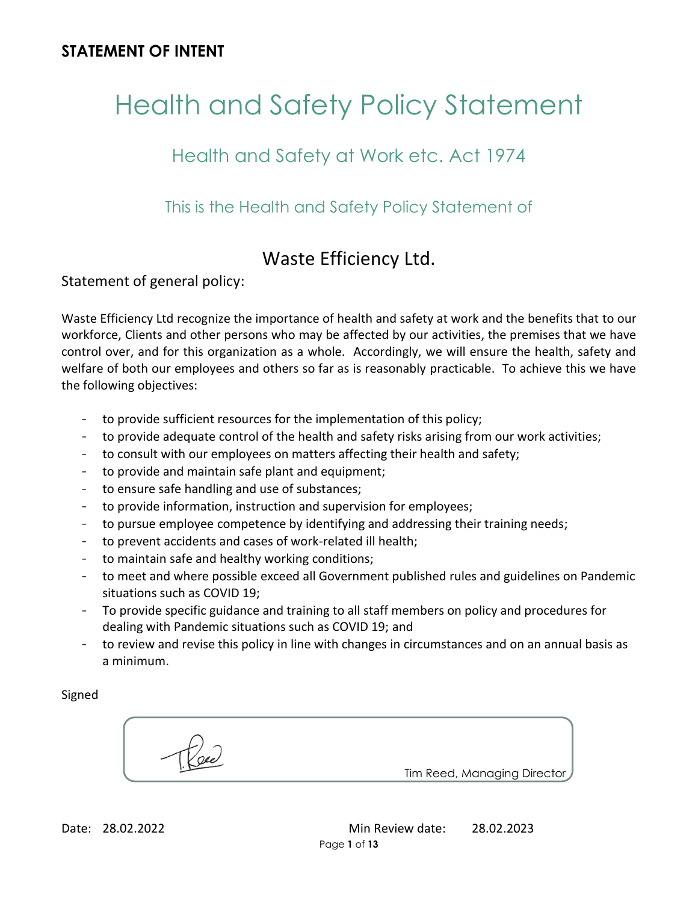**STATEMENT OF INTENT**

# Health and Safety Policy Statement

## Health and Safety at Work etc. Act 1974

### This is the Health and Safety Policy Statement of

## Waste Efficiency Ltd.

Statement of general policy:

Waste Efficiency Ltd recognize the importance of health and safety at work and the benefits that to our workforce, Clients and other persons who may be affected by our activities, the premises that we have control over, and for this organization as a whole. Accordingly, we will ensure the health, safety and welfare of both our employees and others so far as is reasonably practicable. To achieve this we have the following objectives:

- to provide sufficient resources for the implementation of this policy;
- to provide adequate control of the health and safety risks arising from our work activities;
- to consult with our employees on matters affecting their health and safety;
- to provide and maintain safe plant and equipment;
- to ensure safe handling and use of substances;
- to provide information, instruction and supervision for employees;
- to pursue employee competence by identifying and addressing their training needs;
- to prevent accidents and cases of work-related ill health;
- to maintain safe and healthy working conditions;
- to meet and where possible exceed all Government published rules and guidelines on Pandemic situations such as COVID 19;
- To provide specific guidance and training to all staff members on policy and procedures for dealing with Pandemic situations such as COVID 19; and
- to review and revise this policy in line with changes in circumstances and on an annual basis as a minimum.

Signed

T.Reed

Tim Reed, Managing Director

Date: 28.02.2022 Min Review date: 28.02.2023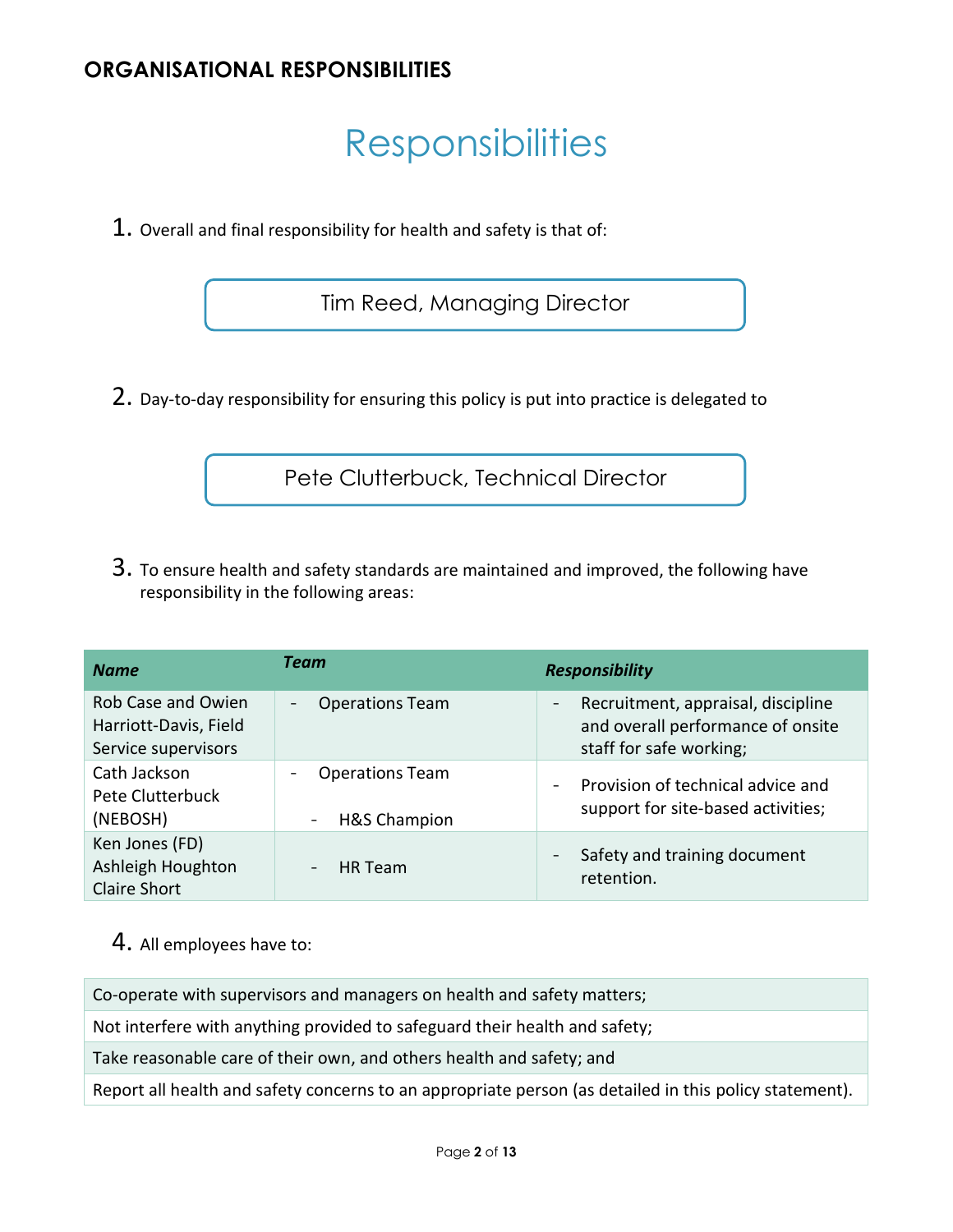## ORGANISATIONAL RESPONSIBILITIES

# Responsibilities

1. Overall and final responsibility for health and safety is that of:

> Tim Reed, Managing Director

2. Day-to-day responsibility for ensuring this policy is put into practice is delegated to

> Pete Clutterbuck, Technical Director

3. To ensure health and safety standards are maintained and improved, the following have responsibility in the following areas:

| *Name* | *Team* | *Responsibility* |
|---|---|---|
| Rob Case and Owien Harriott-Davis, Field Service supervisors | - Operations Team | - Recruitment, appraisal, discipline and overall performance of onsite staff for safe working; |
| Cath Jackson<br>Pete Clutterbuck (NEBOSH) | - Operations Team<br>- H&S Champion | - Provision of technical advice and support for site-based activities; |
| Ken Jones (FD)<br>Ashleigh Houghton<br>Claire Short | - HR Team | - Safety and training document retention. |

4. All employees have to:

| |
|---|
| Co-operate with supervisors and managers on health and safety matters; |
| Not interfere with anything provided to safeguard their health and safety; |
| Take reasonable care of their own, and others health and safety; and |
| Report all health and safety concerns to an appropriate person (as detailed in this policy statement). |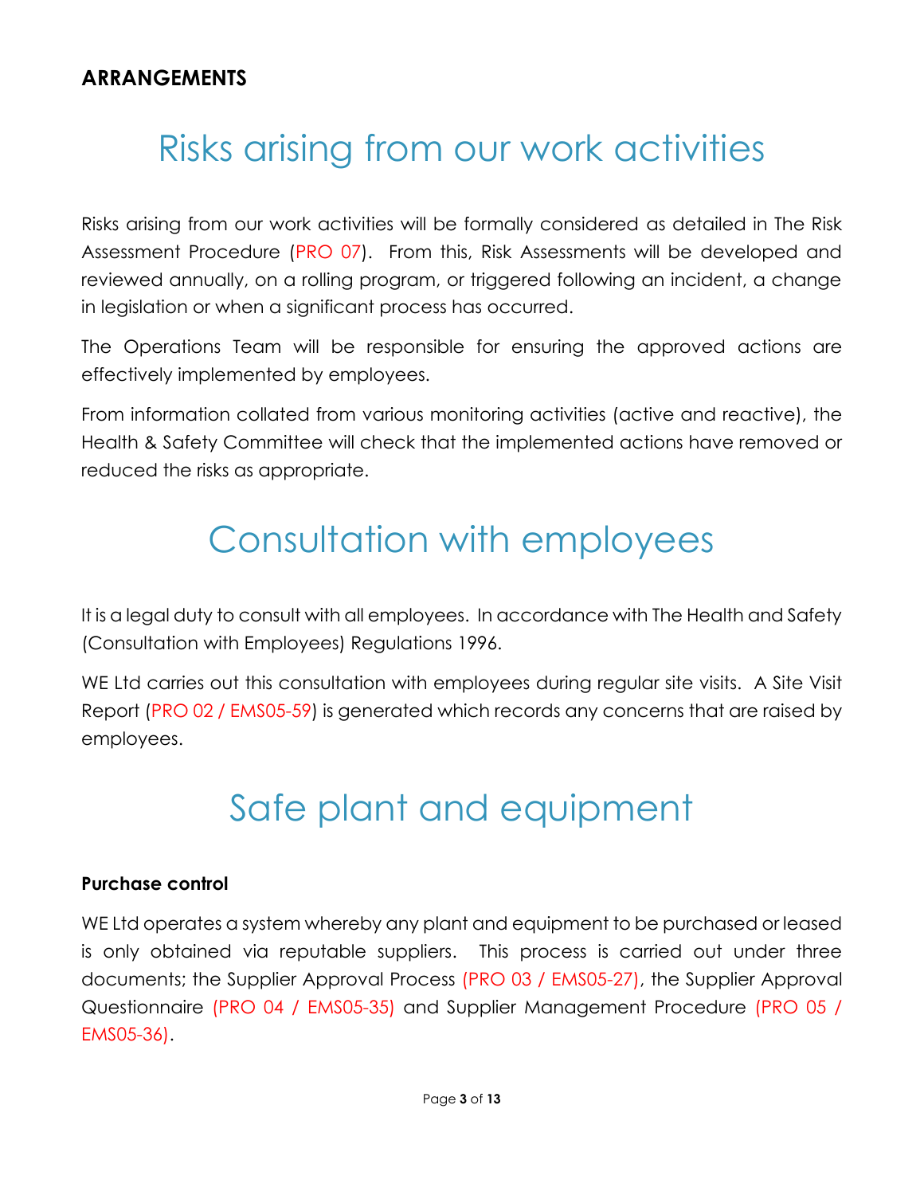**ARRANGEMENTS**

# Risks arising from our work activities

Risks arising from our work activities will be formally considered as detailed in The Risk Assessment Procedure (PRO 07). From this, Risk Assessments will be developed and reviewed annually, on a rolling program, or triggered following an incident, a change in legislation or when a significant process has occurred.

The Operations Team will be responsible for ensuring the approved actions are effectively implemented by employees.

From information collated from various monitoring activities (active and reactive), the Health & Safety Committee will check that the implemented actions have removed or reduced the risks as appropriate.

# Consultation with employees

It is a legal duty to consult with all employees. In accordance with The Health and Safety (Consultation with Employees) Regulations 1996.

WE Ltd carries out this consultation with employees during regular site visits. A Site Visit Report (PRO 02 / EMS05-59) is generated which records any concerns that are raised by employees.

# Safe plant and equipment

**Purchase control**

WE Ltd operates a system whereby any plant and equipment to be purchased or leased is only obtained via reputable suppliers. This process is carried out under three documents; the Supplier Approval Process (PRO 03 / EMS05-27), the Supplier Approval Questionnaire (PRO 04 / EMS05-35) and Supplier Management Procedure (PRO 05 / EMS05-36).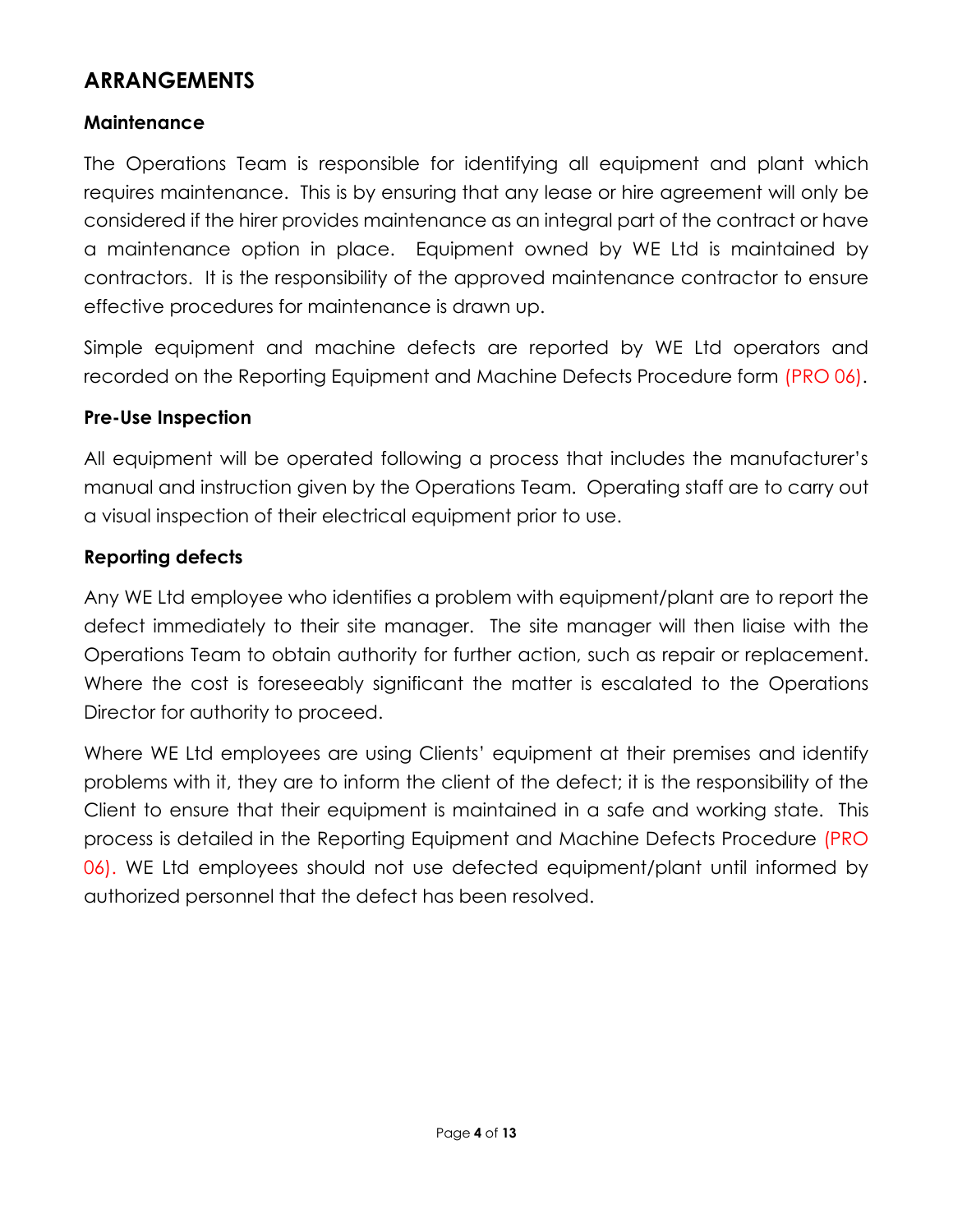## ARRANGEMENTS

### Maintenance

The Operations Team is responsible for identifying all equipment and plant which requires maintenance. This is by ensuring that any lease or hire agreement will only be considered if the hirer provides maintenance as an integral part of the contract or have a maintenance option in place. Equipment owned by WE Ltd is maintained by contractors. It is the responsibility of the approved maintenance contractor to ensure effective procedures for maintenance is drawn up.

Simple equipment and machine defects are reported by WE Ltd operators and recorded on the Reporting Equipment and Machine Defects Procedure form (PRO 06).

### Pre-Use Inspection

All equipment will be operated following a process that includes the manufacturer's manual and instruction given by the Operations Team. Operating staff are to carry out a visual inspection of their electrical equipment prior to use.

### Reporting defects

Any WE Ltd employee who identifies a problem with equipment/plant are to report the defect immediately to their site manager. The site manager will then liaise with the Operations Team to obtain authority for further action, such as repair or replacement. Where the cost is foreseeably significant the matter is escalated to the Operations Director for authority to proceed.

Where WE Ltd employees are using Clients' equipment at their premises and identify problems with it, they are to inform the client of the defect; it is the responsibility of the Client to ensure that their equipment is maintained in a safe and working state. This process is detailed in the Reporting Equipment and Machine Defects Procedure (PRO 06). WE Ltd employees should not use defected equipment/plant until informed by authorized personnel that the defect has been resolved.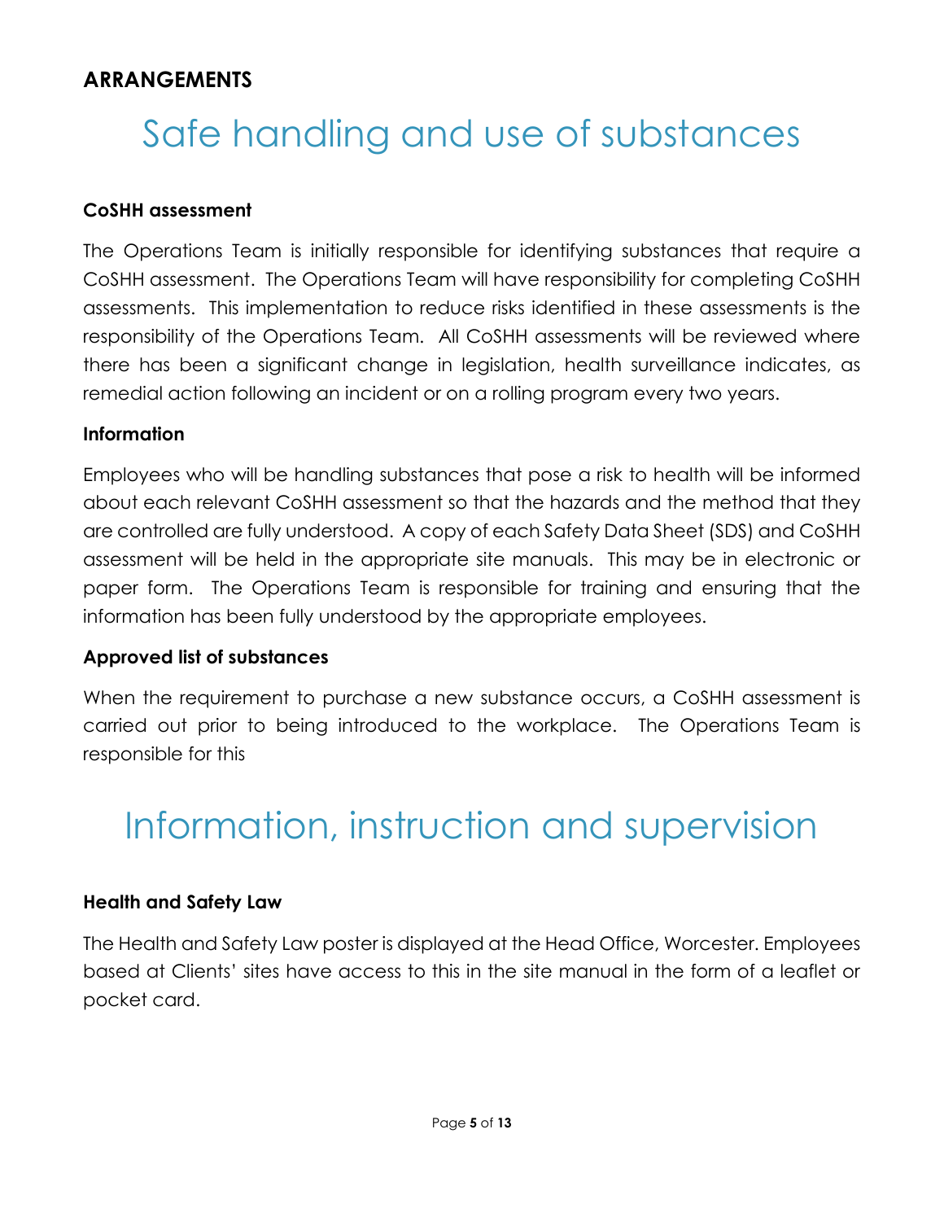## ARRANGEMENTS

# Safe handling and use of substances

### CoSHH assessment

The Operations Team is initially responsible for identifying substances that require a CoSHH assessment. The Operations Team will have responsibility for completing CoSHH assessments. This implementation to reduce risks identified in these assessments is the responsibility of the Operations Team. All CoSHH assessments will be reviewed where there has been a significant change in legislation, health surveillance indicates, as remedial action following an incident or on a rolling program every two years.

### Information

Employees who will be handling substances that pose a risk to health will be informed about each relevant CoSHH assessment so that the hazards and the method that they are controlled are fully understood. A copy of each Safety Data Sheet (SDS) and CoSHH assessment will be held in the appropriate site manuals. This may be in electronic or paper form. The Operations Team is responsible for training and ensuring that the information has been fully understood by the appropriate employees.

### Approved list of substances

When the requirement to purchase a new substance occurs, a CoSHH assessment is carried out prior to being introduced to the workplace. The Operations Team is responsible for this

# Information, instruction and supervision

### Health and Safety Law

The Health and Safety Law poster is displayed at the Head Office, Worcester. Employees based at Clients' sites have access to this in the site manual in the form of a leaflet or pocket card.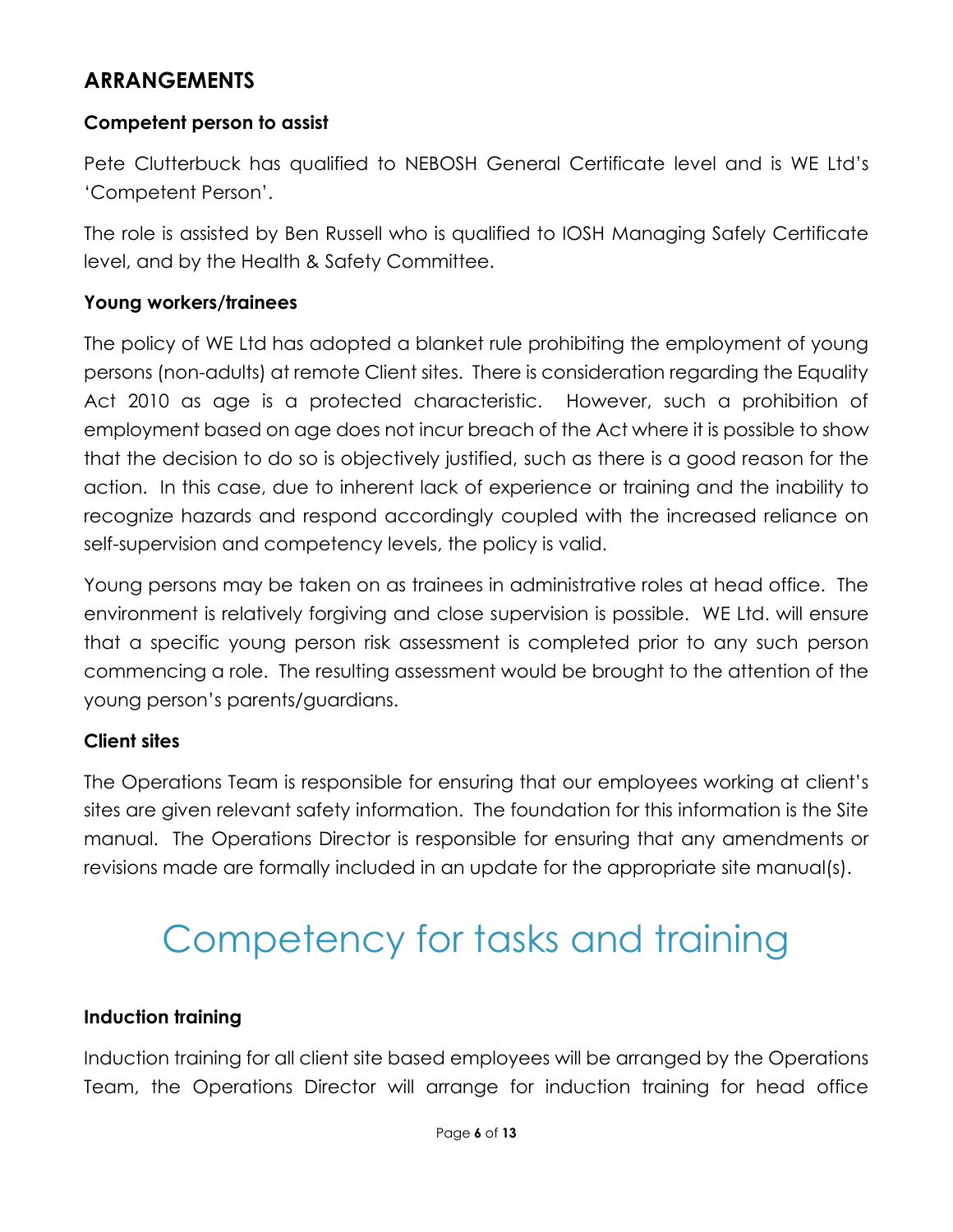## ARRANGEMENTS

### Competent person to assist

Pete Clutterbuck has qualified to NEBOSH General Certificate level and is WE Ltd's 'Competent Person'.

The role is assisted by Ben Russell who is qualified to IOSH Managing Safely Certificate level, and by the Health & Safety Committee.

### Young workers/trainees

The policy of WE Ltd has adopted a blanket rule prohibiting the employment of young persons (non-adults) at remote Client sites. There is consideration regarding the Equality Act 2010 as age is a protected characteristic. However, such a prohibition of employment based on age does not incur breach of the Act where it is possible to show that the decision to do so is objectively justified, such as there is a good reason for the action. In this case, due to inherent lack of experience or training and the inability to recognize hazards and respond accordingly coupled with the increased reliance on self-supervision and competency levels, the policy is valid.

Young persons may be taken on as trainees in administrative roles at head office. The environment is relatively forgiving and close supervision is possible. WE Ltd. will ensure that a specific young person risk assessment is completed prior to any such person commencing a role. The resulting assessment would be brought to the attention of the young person's parents/guardians.

### Client sites

The Operations Team is responsible for ensuring that our employees working at client's sites are given relevant safety information. The foundation for this information is the Site manual. The Operations Director is responsible for ensuring that any amendments or revisions made are formally included in an update for the appropriate site manual(s).

# Competency for tasks and training

### Induction training

Induction training for all client site based employees will be arranged by the Operations Team, the Operations Director will arrange for induction training for head office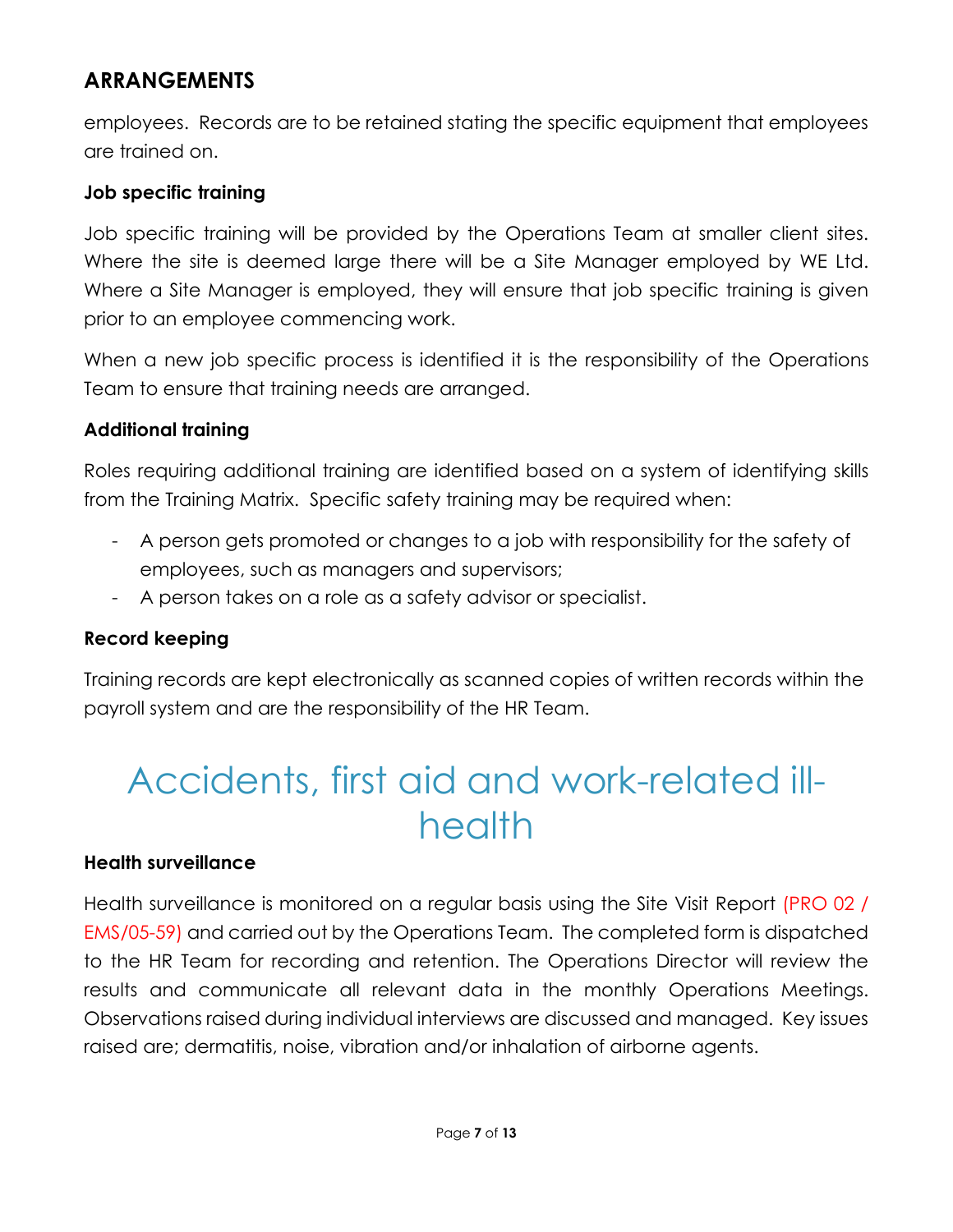## ARRANGEMENTS

employees. Records are to be retained stating the specific equipment that employees are trained on.

### Job specific training

Job specific training will be provided by the Operations Team at smaller client sites. Where the site is deemed large there will be a Site Manager employed by WE Ltd. Where a Site Manager is employed, they will ensure that job specific training is given prior to an employee commencing work.

When a new job specific process is identified it is the responsibility of the Operations Team to ensure that training needs are arranged.

### Additional training

Roles requiring additional training are identified based on a system of identifying skills from the Training Matrix. Specific safety training may be required when:

- A person gets promoted or changes to a job with responsibility for the safety of employees, such as managers and supervisors;
- A person takes on a role as a safety advisor or specialist.

### Record keeping

Training records are kept electronically as scanned copies of written records within the payroll system and are the responsibility of the HR Team.

# Accidents, first aid and work-related ill-health

### Health surveillance

Health surveillance is monitored on a regular basis using the Site Visit Report (PRO 02 / EMS/05-59) and carried out by the Operations Team. The completed form is dispatched to the HR Team for recording and retention. The Operations Director will review the results and communicate all relevant data in the monthly Operations Meetings. Observations raised during individual interviews are discussed and managed. Key issues raised are; dermatitis, noise, vibration and/or inhalation of airborne agents.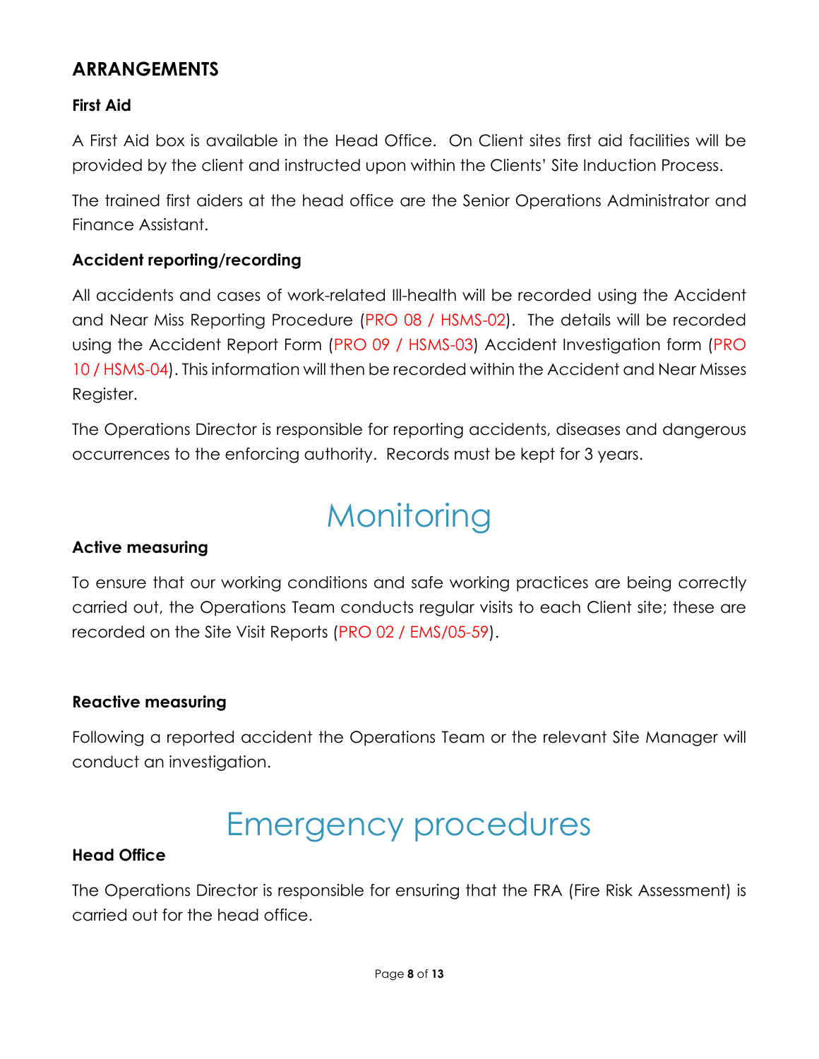## ARRANGEMENTS

### First Aid

A First Aid box is available in the Head Office. On Client sites first aid facilities will be provided by the client and instructed upon within the Clients' Site Induction Process.

The trained first aiders at the head office are the Senior Operations Administrator and Finance Assistant.

### Accident reporting/recording

All accidents and cases of work-related Ill-health will be recorded using the Accident and Near Miss Reporting Procedure (PRO 08 / HSMS-02). The details will be recorded using the Accident Report Form (PRO 09 / HSMS-03) Accident Investigation form (PRO 10 / HSMS-04). This information will then be recorded within the Accident and Near Misses Register.

The Operations Director is responsible for reporting accidents, diseases and dangerous occurrences to the enforcing authority. Records must be kept for 3 years.

# Monitoring

### Active measuring

To ensure that our working conditions and safe working practices are being correctly carried out, the Operations Team conducts regular visits to each Client site; these are recorded on the Site Visit Reports (PRO 02 / EMS/05-59).

### Reactive measuring

Following a reported accident the Operations Team or the relevant Site Manager will conduct an investigation.

# Emergency procedures

### Head Office

The Operations Director is responsible for ensuring that the FRA (Fire Risk Assessment) is carried out for the head office.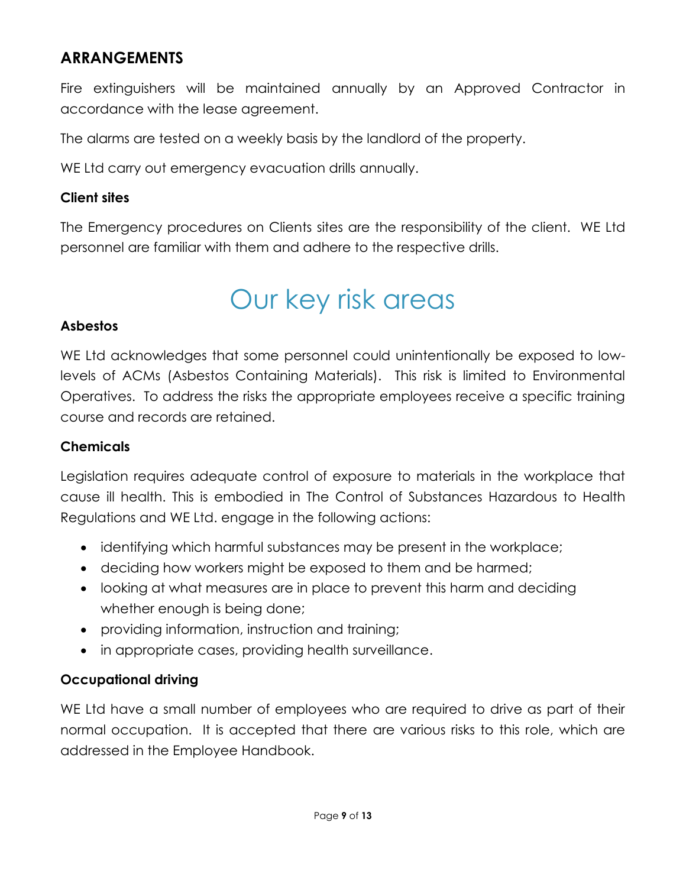## ARRANGEMENTS

Fire extinguishers will be maintained annually by an Approved Contractor in accordance with the lease agreement.

The alarms are tested on a weekly basis by the landlord of the property.

WE Ltd carry out emergency evacuation drills annually.

### Client sites

The Emergency procedures on Clients sites are the responsibility of the client. WE Ltd personnel are familiar with them and adhere to the respective drills.

# Our key risk areas

### Asbestos

WE Ltd acknowledges that some personnel could unintentionally be exposed to low-levels of ACMs (Asbestos Containing Materials). This risk is limited to Environmental Operatives. To address the risks the appropriate employees receive a specific training course and records are retained.

### Chemicals

Legislation requires adequate control of exposure to materials in the workplace that cause ill health. This is embodied in The Control of Substances Hazardous to Health Regulations and WE Ltd. engage in the following actions:

- identifying which harmful substances may be present in the workplace;
- deciding how workers might be exposed to them and be harmed;
- looking at what measures are in place to prevent this harm and deciding whether enough is being done;
- providing information, instruction and training;
- in appropriate cases, providing health surveillance.

### Occupational driving

WE Ltd have a small number of employees who are required to drive as part of their normal occupation. It is accepted that there are various risks to this role, which are addressed in the Employee Handbook.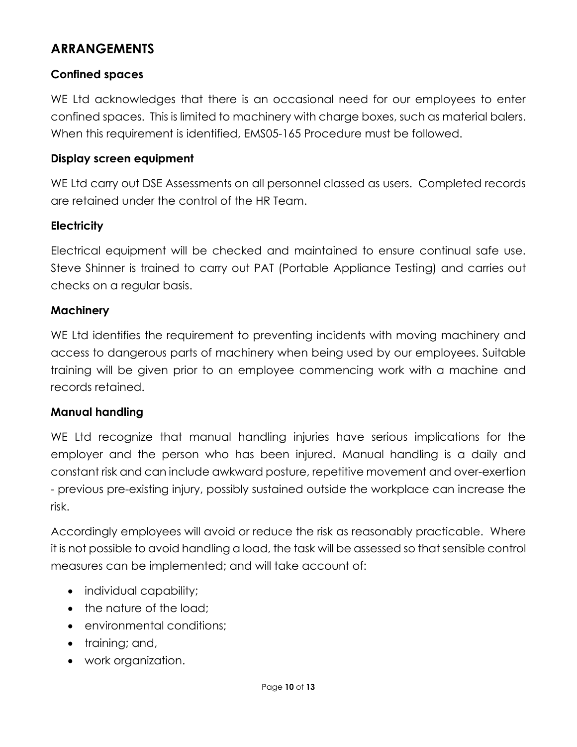## ARRANGEMENTS

### Confined spaces

WE Ltd acknowledges that there is an occasional need for our employees to enter confined spaces. This is limited to machinery with charge boxes, such as material balers. When this requirement is identified, EMS05-165 Procedure must be followed.

### Display screen equipment

WE Ltd carry out DSE Assessments on all personnel classed as users. Completed records are retained under the control of the HR Team.

### Electricity

Electrical equipment will be checked and maintained to ensure continual safe use. Steve Shinner is trained to carry out PAT (Portable Appliance Testing) and carries out checks on a regular basis.

### Machinery

WE Ltd identifies the requirement to preventing incidents with moving machinery and access to dangerous parts of machinery when being used by our employees. Suitable training will be given prior to an employee commencing work with a machine and records retained.

### Manual handling

WE Ltd recognize that manual handling injuries have serious implications for the employer and the person who has been injured. Manual handling is a daily and constant risk and can include awkward posture, repetitive movement and over-exertion - previous pre-existing injury, possibly sustained outside the workplace can increase the risk.

Accordingly employees will avoid or reduce the risk as reasonably practicable. Where it is not possible to avoid handling a load, the task will be assessed so that sensible control measures can be implemented; and will take account of:

- individual capability;
- the nature of the load;
- environmental conditions;
- training; and,
- work organization.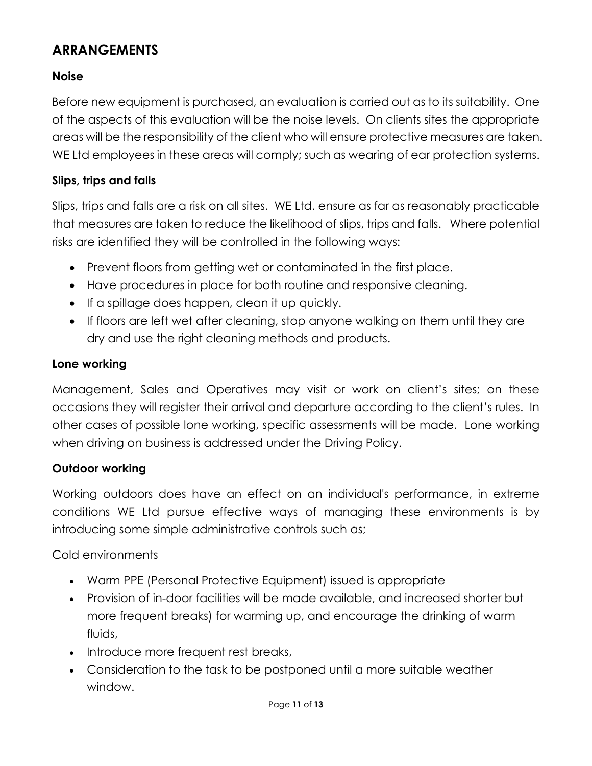## ARRANGEMENTS

### Noise

Before new equipment is purchased, an evaluation is carried out as to its suitability. One of the aspects of this evaluation will be the noise levels. On clients sites the appropriate areas will be the responsibility of the client who will ensure protective measures are taken. WE Ltd employees in these areas will comply; such as wearing of ear protection systems.

### Slips, trips and falls

Slips, trips and falls are a risk on all sites. WE Ltd. ensure as far as reasonably practicable that measures are taken to reduce the likelihood of slips, trips and falls. Where potential risks are identified they will be controlled in the following ways:

- Prevent floors from getting wet or contaminated in the first place.
- Have procedures in place for both routine and responsive cleaning.
- If a spillage does happen, clean it up quickly.
- If floors are left wet after cleaning, stop anyone walking on them until they are dry and use the right cleaning methods and products.

### Lone working

Management, Sales and Operatives may visit or work on client's sites; on these occasions they will register their arrival and departure according to the client's rules. In other cases of possible lone working, specific assessments will be made. Lone working when driving on business is addressed under the Driving Policy.

### Outdoor working

Working outdoors does have an effect on an individual's performance, in extreme conditions WE Ltd pursue effective ways of managing these environments is by introducing some simple administrative controls such as;

Cold environments

- Warm PPE (Personal Protective Equipment) issued is appropriate
- Provision of in-door facilities will be made available, and increased shorter but more frequent breaks) for warming up, and encourage the drinking of warm fluids,
- Introduce more frequent rest breaks,
- Consideration to the task to be postponed until a more suitable weather window.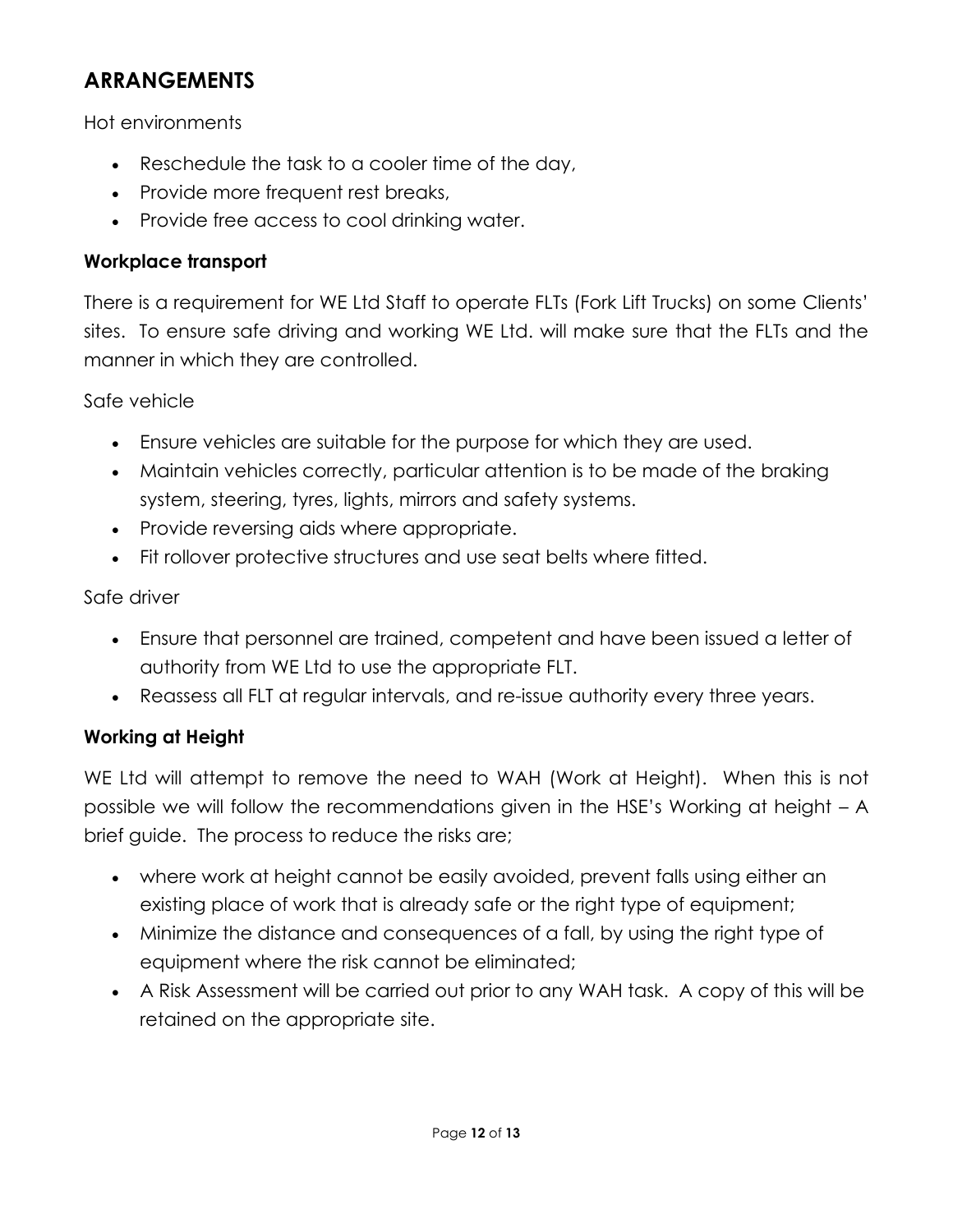## ARRANGEMENTS

Hot environments

- Reschedule the task to a cooler time of the day,
- Provide more frequent rest breaks,
- Provide free access to cool drinking water.

### Workplace transport

There is a requirement for WE Ltd Staff to operate FLTs (Fork Lift Trucks) on some Clients' sites. To ensure safe driving and working WE Ltd. will make sure that the FLTs and the manner in which they are controlled.

Safe vehicle

- Ensure vehicles are suitable for the purpose for which they are used.
- Maintain vehicles correctly, particular attention is to be made of the braking system, steering, tyres, lights, mirrors and safety systems.
- Provide reversing aids where appropriate.
- Fit rollover protective structures and use seat belts where fitted.

Safe driver

- Ensure that personnel are trained, competent and have been issued a letter of authority from WE Ltd to use the appropriate FLT.
- Reassess all FLT at regular intervals, and re-issue authority every three years.

### Working at Height

WE Ltd will attempt to remove the need to WAH (Work at Height). When this is not possible we will follow the recommendations given in the HSE's Working at height – A brief guide. The process to reduce the risks are;

- where work at height cannot be easily avoided, prevent falls using either an existing place of work that is already safe or the right type of equipment;
- Minimize the distance and consequences of a fall, by using the right type of equipment where the risk cannot be eliminated;
- A Risk Assessment will be carried out prior to any WAH task. A copy of this will be retained on the appropriate site.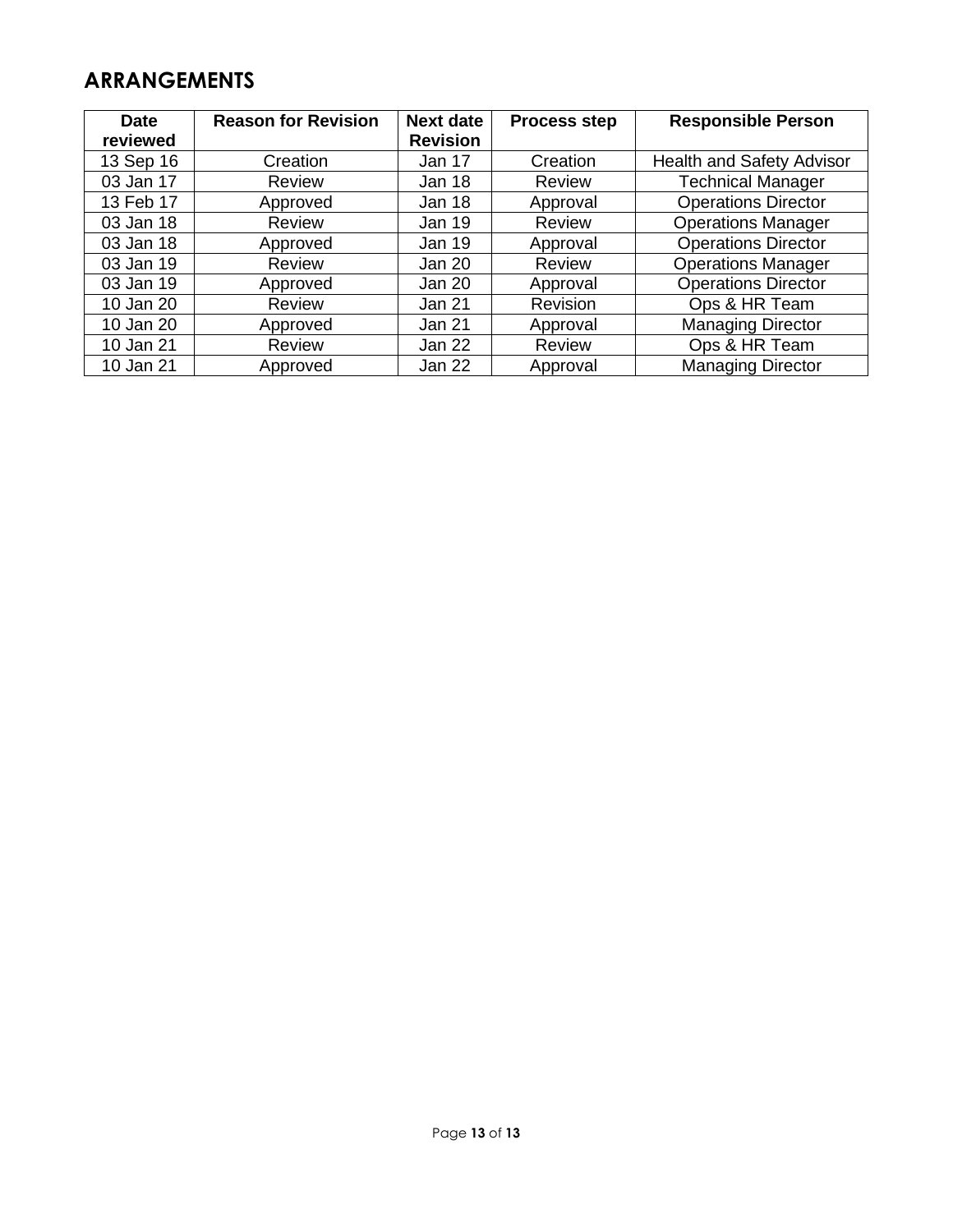## ARRANGEMENTS

| Date reviewed | Reason for Revision | Next date Revision | Process step | Responsible Person |
|---|---|---|---|---|
| 13 Sep 16 | Creation | Jan 17 | Creation | Health and Safety Advisor |
| 03 Jan 17 | Review | Jan 18 | Review | Technical Manager |
| 13 Feb 17 | Approved | Jan 18 | Approval | Operations Director |
| 03 Jan 18 | Review | Jan 19 | Review | Operations Manager |
| 03 Jan 18 | Approved | Jan 19 | Approval | Operations Director |
| 03 Jan 19 | Review | Jan 20 | Review | Operations Manager |
| 03 Jan 19 | Approved | Jan 20 | Approval | Operations Director |
| 10 Jan 20 | Review | Jan 21 | Revision | Ops & HR Team |
| 10 Jan 20 | Approved | Jan 21 | Approval | Managing Director |
| 10 Jan 21 | Review | Jan 22 | Review | Ops & HR Team |
| 10 Jan 21 | Approved | Jan 22 | Approval | Managing Director |